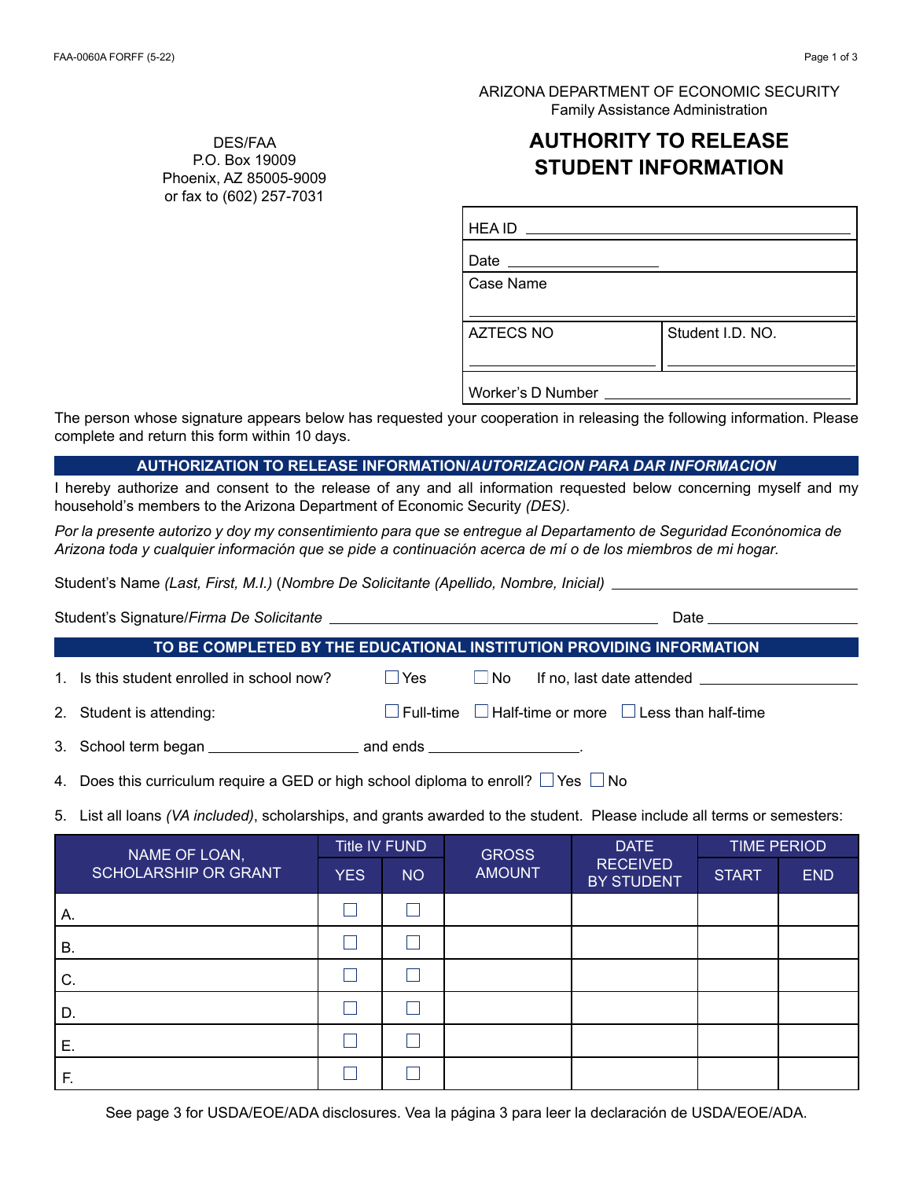ARIZONA DEPARTMENT OF ECONOMIC SECURITY
Family Assistance Administration

DES/FAA
P.O. Box 19009
Phoenix, AZ 85005-9009
or fax to (602) 257-7031

# AUTHORITY TO RELEASE STUDENT INFORMATION

HEA ID ______________________

Date ______________________

Case Name ______________________

AZTECS NO ______________________ Student I.D. NO. ______________________

Worker's D Number ______________________

The person whose signature appears below has requested your cooperation in releasing the following information. Please complete and return this form within 10 days.

## AUTHORIZATION TO RELEASE INFORMATION/*AUTORIZACION PARA DAR INFORMACION*

I hereby authorize and consent to the release of any and all information requested below concerning myself and my household's members to the Arizona Department of Economic Security *(DES)*.

*Por la presente autorizo y doy my consentimiento para que se entregue al Departamento de Seguridad Econónomica de Arizona toda y cualquier información que se pide a continuación acerca de mí o de los miembros de mi hogar.*

Student's Name *(Last, First, M.I.)* (*Nombre De Solicitante (Apellido, Nombre, Inicial)* ______________________

Student's Signature/*Firma De Solicitante* ______________________ Date ______________________

## TO BE COMPLETED BY THE EDUCATIONAL INSTITUTION PROVIDING INFORMATION

1. Is this student enrolled in school now? ☐ Yes ☐ No If no, last date attended ______________________
2. Student is attending: ☐ Full-time ☐ Half-time or more ☐ Less than half-time
3. School term began ______________________ and ends ______________________.
4. Does this curriculum require a GED or high school diploma to enroll? ☐ Yes ☐ No
5. List all loans *(VA included)*, scholarships, and grants awarded to the student. Please include all terms or semesters:

| NAME OF LOAN, SCHOLARSHIP OR GRANT | Title IV FUND | | GROSS AMOUNT | DATE RECEIVED BY STUDENT | TIME PERIOD | |
|---|---|---|---|---|---|---|
| | YES | NO | | | START | END |
| A. | ☐ | ☐ | | | | |
| B. | ☐ | ☐ | | | | |
| C. | ☐ | ☐ | | | | |
| D. | ☐ | ☐ | | | | |
| E. | ☐ | ☐ | | | | |
| F. | ☐ | ☐ | | | | |

See page 3 for USDA/EOE/ADA disclosures. Vea la página 3 para leer la declaración de USDA/EOE/ADA.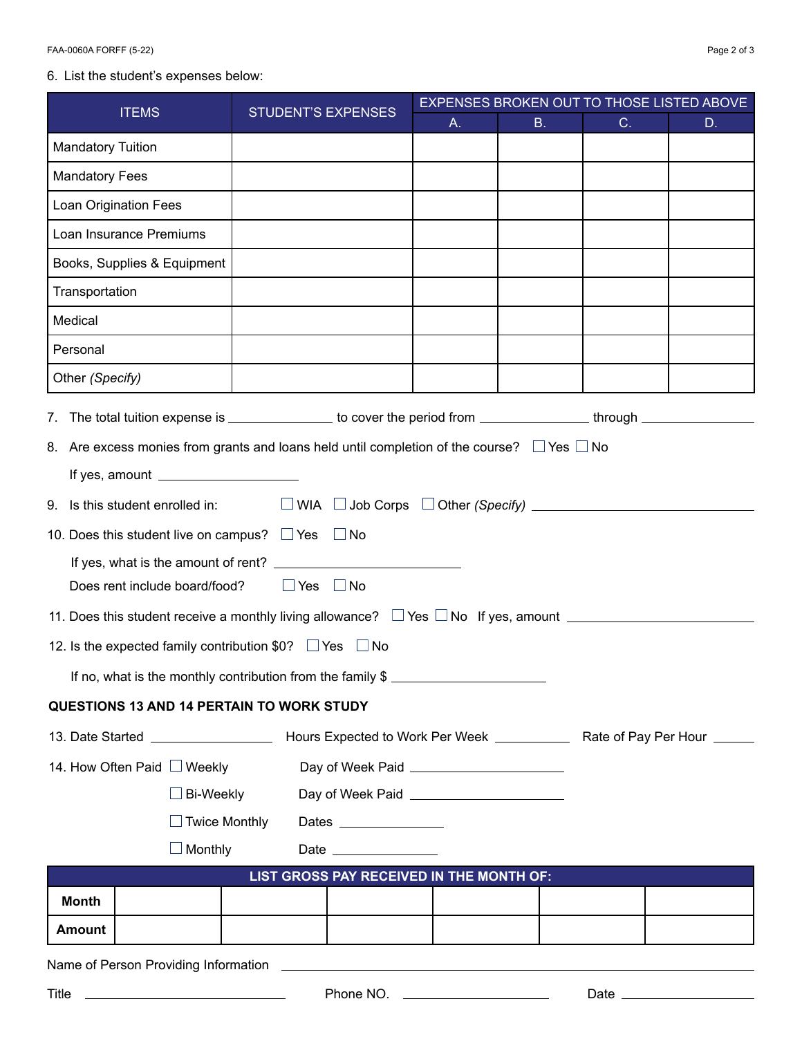6. List the student's expenses below:

| ITEMS | STUDENT'S EXPENSES | EXPENSES BROKEN OUT TO THOSE LISTED ABOVE | | | |
|---|---|---|---|---|---|
| | | A. | B. | C. | D. |
| Mandatory Tuition | | | | | |
| Mandatory Fees | | | | | |
| Loan Origination Fees | | | | | |
| Loan Insurance Premiums | | | | | |
| Books, Supplies & Equipment | | | | | |
| Transportation | | | | | |
| Medical | | | | | |
| Personal | | | | | |
| Other *(Specify)* | | | | | |

7. The total tuition expense is ______________ to cover the period from ______________ through ______________

8. Are excess monies from grants and loans held until completion of the course? ☐ Yes ☐ No

   If yes, amount ______________

9. Is this student enrolled in: ☐ WIA ☐ Job Corps ☐ Other *(Specify)* ______________

10. Does this student live on campus? ☐ Yes ☐ No

    If yes, what is the amount of rent? ______________

    Does rent include board/food? ☐ Yes ☐ No

11. Does this student receive a monthly living allowance? ☐ Yes ☐ No If yes, amount ______________

12. Is the expected family contribution $0? ☐ Yes ☐ No

    If no, what is the monthly contribution from the family $ ______________

**QUESTIONS 13 AND 14 PERTAIN TO WORK STUDY**

13. Date Started ______________ Hours Expected to Work Per Week ______________ Rate of Pay Per Hour ______

14. How Often Paid ☐ Weekly Day of Week Paid ______________

    ☐ Bi-Weekly Day of Week Paid ______________

    ☐ Twice Monthly Dates ______________

    ☐ Monthly Date ______________

| LIST GROSS PAY RECEIVED IN THE MONTH OF: | | | | | | |
|---|---|---|---|---|---|---|
| **Month** | | | | | | |
| **Amount** | | | | | | |

Name of Person Providing Information ______________

Title ______________ Phone NO. ______________ Date ______________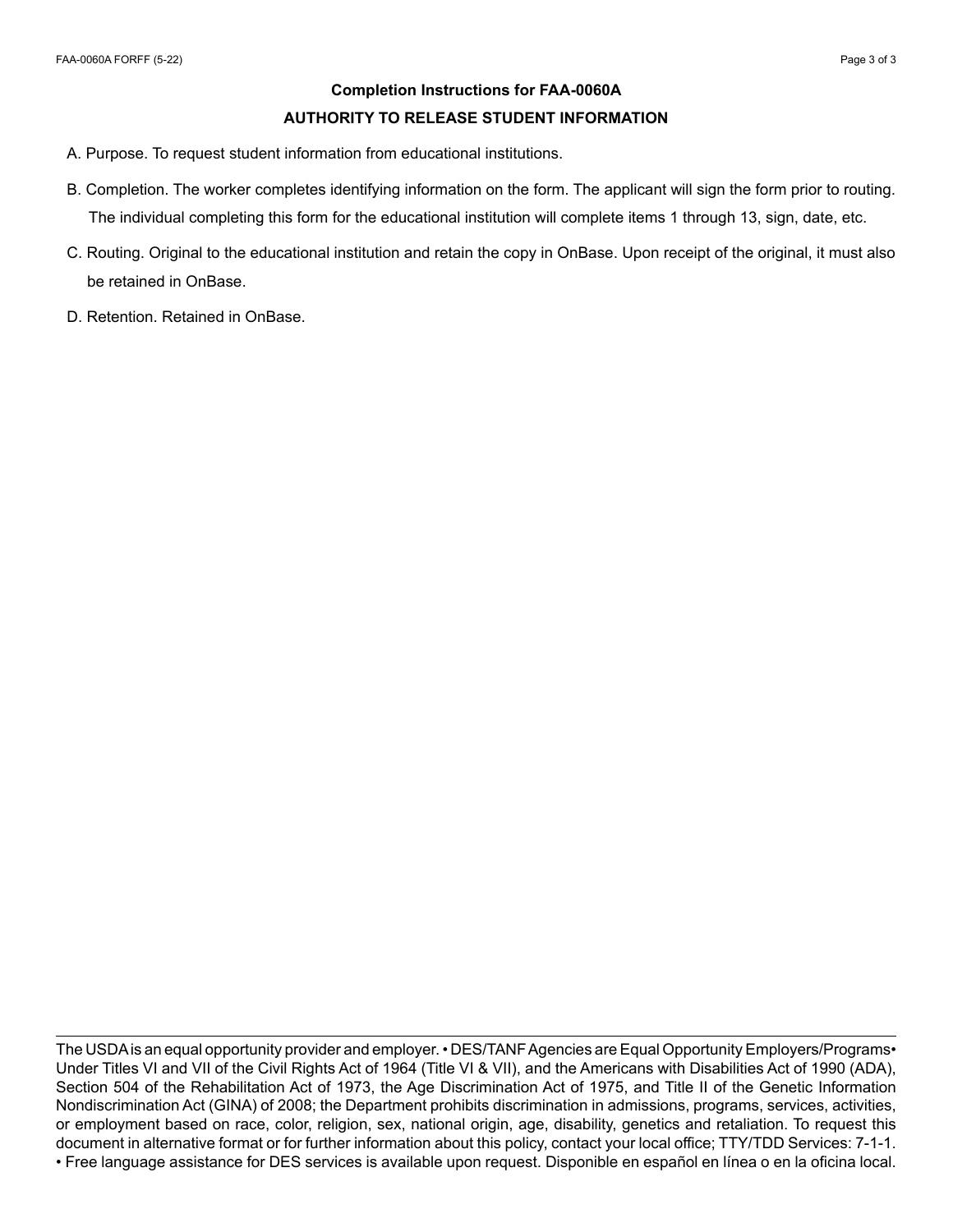## Completion Instructions for FAA-0060A

## AUTHORITY TO RELEASE STUDENT INFORMATION

A. Purpose. To request student information from educational institutions.

B. Completion. The worker completes identifying information on the form. The applicant will sign the form prior to routing. The individual completing this form for the educational institution will complete items 1 through 13, sign, date, etc.

C. Routing. Original to the educational institution and retain the copy in OnBase. Upon receipt of the original, it must also be retained in OnBase.

D. Retention. Retained in OnBase.

The USDA is an equal opportunity provider and employer. • DES/TANF Agencies are Equal Opportunity Employers/Programs• Under Titles VI and VII of the Civil Rights Act of 1964 (Title VI & VII), and the Americans with Disabilities Act of 1990 (ADA), Section 504 of the Rehabilitation Act of 1973, the Age Discrimination Act of 1975, and Title II of the Genetic Information Nondiscrimination Act (GINA) of 2008; the Department prohibits discrimination in admissions, programs, services, activities, or employment based on race, color, religion, sex, national origin, age, disability, genetics and retaliation. To request this document in alternative format or for further information about this policy, contact your local office; TTY/TDD Services: 7-1-1. • Free language assistance for DES services is available upon request. Disponible en español en línea o en la oficina local.